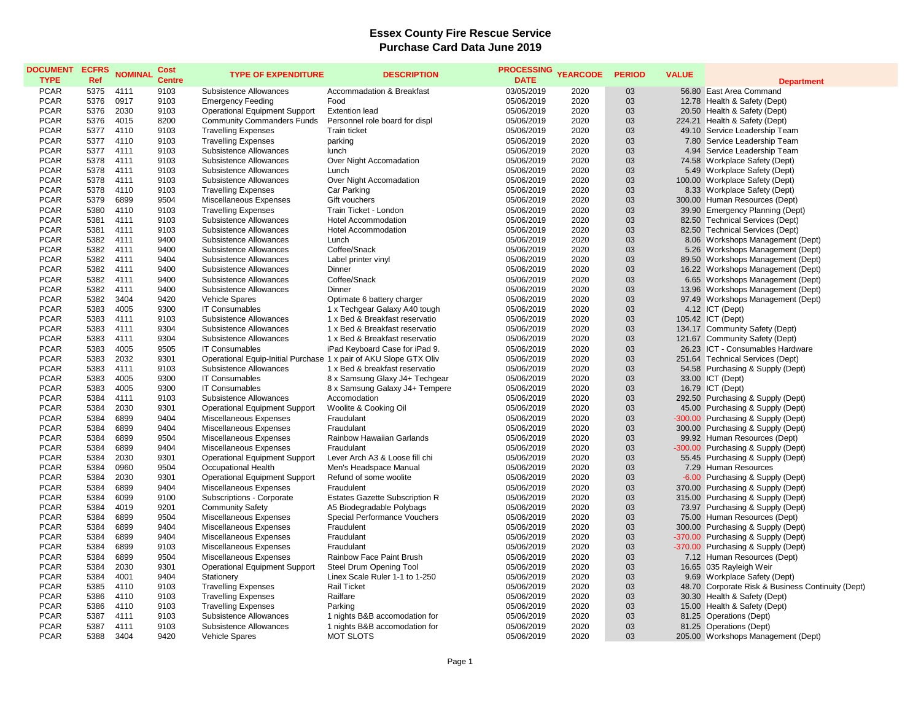# Essex County Fire Rescue Service
## Purchase Card Data June 2019

| DOCUMENT TYPE | ECFRS Ref | NOMINAL | Cost Centre | TYPE OF EXPENDITURE | DESCRIPTION | PROCESSING DATE | YEARCODE | PERIOD | VALUE | Department |
|---|---|---|---|---|---|---|---|---|---|---|
| PCAR | 5375 | 4111 | 9103 | Subsistence Allowances | Accommadation & Breakfast | 03/05/2019 | 2020 | 03 | 56.80 | East Area Command |
| PCAR | 5376 | 0917 | 9103 | Emergency Feeding | Food | 05/06/2019 | 2020 | 03 | 12.78 | Health & Safety (Dept) |
| PCAR | 5376 | 2030 | 9103 | Operational Equipment Support | Extention lead | 05/06/2019 | 2020 | 03 | 20.50 | Health & Safety (Dept) |
| PCAR | 5376 | 4015 | 8200 | Community Commanders Funds | Personnel role board for displ | 05/06/2019 | 2020 | 03 | 224.21 | Health & Safety (Dept) |
| PCAR | 5377 | 4110 | 9103 | Travelling Expenses | Train ticket | 05/06/2019 | 2020 | 03 | 49.10 | Service Leadership Team |
| PCAR | 5377 | 4110 | 9103 | Travelling Expenses | parking | 05/06/2019 | 2020 | 03 | 7.80 | Service Leadership Team |
| PCAR | 5377 | 4111 | 9103 | Subsistence Allowances | lunch | 05/06/2019 | 2020 | 03 | 4.94 | Service Leadership Team |
| PCAR | 5378 | 4111 | 9103 | Subsistence Allowances | Over Night Accomadation | 05/06/2019 | 2020 | 03 | 74.58 | Workplace Safety (Dept) |
| PCAR | 5378 | 4111 | 9103 | Subsistence Allowances | Lunch | 05/06/2019 | 2020 | 03 | 5.49 | Workplace Safety (Dept) |
| PCAR | 5378 | 4111 | 9103 | Subsistence Allowances | Over Night Accomadation | 05/06/2019 | 2020 | 03 | 100.00 | Workplace Safety (Dept) |
| PCAR | 5378 | 4110 | 9103 | Travelling Expenses | Car Parking | 05/06/2019 | 2020 | 03 | 8.33 | Workplace Safety (Dept) |
| PCAR | 5379 | 6899 | 9504 | Miscellaneous Expenses | Gift vouchers | 05/06/2019 | 2020 | 03 | 300.00 | Human Resources (Dept) |
| PCAR | 5380 | 4110 | 9103 | Travelling Expenses | Train Ticket - London | 05/06/2019 | 2020 | 03 | 39.90 | Emergency Planning (Dept) |
| PCAR | 5381 | 4111 | 9103 | Subsistence Allowances | Hotel Accommodation | 05/06/2019 | 2020 | 03 | 82.50 | Technical Services (Dept) |
| PCAR | 5381 | 4111 | 9103 | Subsistence Allowances | Hotel Accommodation | 05/06/2019 | 2020 | 03 | 82.50 | Technical Services (Dept) |
| PCAR | 5382 | 4111 | 9400 | Subsistence Allowances | Lunch | 05/06/2019 | 2020 | 03 | 8.06 | Workshops Management (Dept) |
| PCAR | 5382 | 4111 | 9400 | Subsistence Allowances | Coffee/Snack | 05/06/2019 | 2020 | 03 | 5.26 | Workshops Management (Dept) |
| PCAR | 5382 | 4111 | 9404 | Subsistence Allowances | Label printer vinyl | 05/06/2019 | 2020 | 03 | 89.50 | Workshops Management (Dept) |
| PCAR | 5382 | 4111 | 9400 | Subsistence Allowances | Dinner | 05/06/2019 | 2020 | 03 | 16.22 | Workshops Management (Dept) |
| PCAR | 5382 | 4111 | 9400 | Subsistence Allowances | Coffee/Snack | 05/06/2019 | 2020 | 03 | 6.65 | Workshops Management (Dept) |
| PCAR | 5382 | 4111 | 9400 | Subsistence Allowances | Dinner | 05/06/2019 | 2020 | 03 | 13.96 | Workshops Management (Dept) |
| PCAR | 5382 | 3404 | 9420 | Vehicle Spares | Optimate 6 battery charger | 05/06/2019 | 2020 | 03 | 97.49 | Workshops Management (Dept) |
| PCAR | 5383 | 4005 | 9300 | IT Consumables | 1 x Techgear Galaxy A40 tough | 05/06/2019 | 2020 | 03 | 4.12 | ICT (Dept) |
| PCAR | 5383 | 4111 | 9103 | Subsistence Allowances | 1 x Bed & Breakfast reservatio | 05/06/2019 | 2020 | 03 | 105.42 | ICT (Dept) |
| PCAR | 5383 | 4111 | 9304 | Subsistence Allowances | 1 x Bed & Breakfast reservatio | 05/06/2019 | 2020 | 03 | 134.17 | Community Safety (Dept) |
| PCAR | 5383 | 4111 | 9304 | Subsistence Allowances | 1 x Bed & Breakfast reservatio | 05/06/2019 | 2020 | 03 | 121.67 | Community Safety (Dept) |
| PCAR | 5383 | 4005 | 9505 | IT Consumables | iPad Keyboard Case for iPad 9. | 05/06/2019 | 2020 | 03 | 26.23 | ICT - Consumables Hardware |
| PCAR | 5383 | 2032 | 9301 | Operational Equip-Initial Purchase | 1 x pair of AKU Slope GTX Oliv | 05/06/2019 | 2020 | 03 | 251.64 | Technical Services (Dept) |
| PCAR | 5383 | 4111 | 9103 | Subsistence Allowances | 1 x Bed & breakfast reservatio | 05/06/2019 | 2020 | 03 | 54.58 | Purchasing & Supply (Dept) |
| PCAR | 5383 | 4005 | 9300 | IT Consumables | 8 x Samsung Glaxy J4+ Techgear | 05/06/2019 | 2020 | 03 | 33.00 | ICT (Dept) |
| PCAR | 5383 | 4005 | 9300 | IT Consumables | 8 x Samsung Galaxy J4+ Tempere | 05/06/2019 | 2020 | 03 | 16.79 | ICT (Dept) |
| PCAR | 5384 | 4111 | 9103 | Subsistence Allowances | Accomodation | 05/06/2019 | 2020 | 03 | 292.50 | Purchasing & Supply (Dept) |
| PCAR | 5384 | 2030 | 9301 | Operational Equipment Support | Woolite & Cooking Oil | 05/06/2019 | 2020 | 03 | 45.00 | Purchasing & Supply (Dept) |
| PCAR | 5384 | 6899 | 9404 | Miscellaneous Expenses | Fraudulant | 05/06/2019 | 2020 | 03 | -300.00 | Purchasing & Supply (Dept) |
| PCAR | 5384 | 6899 | 9404 | Miscellaneous Expenses | Fraudulant | 05/06/2019 | 2020 | 03 | 300.00 | Purchasing & Supply (Dept) |
| PCAR | 5384 | 6899 | 9504 | Miscellaneous Expenses | Rainbow Hawaiian Garlands | 05/06/2019 | 2020 | 03 | 99.92 | Human Resources (Dept) |
| PCAR | 5384 | 6899 | 9404 | Miscellaneous Expenses | Fraudulant | 05/06/2019 | 2020 | 03 | -300.00 | Purchasing & Supply (Dept) |
| PCAR | 5384 | 2030 | 9301 | Operational Equipment Support | Lever Arch A3 & Loose fill chi | 05/06/2019 | 2020 | 03 | 55.45 | Purchasing & Supply (Dept) |
| PCAR | 5384 | 0960 | 9504 | Occupational Health | Men's Headspace Manual | 05/06/2019 | 2020 | 03 | 7.29 | Human Resources |
| PCAR | 5384 | 2030 | 9301 | Operational Equipment Support | Refund of some woolite | 05/06/2019 | 2020 | 03 | -6.00 | Purchasing & Supply (Dept) |
| PCAR | 5384 | 6899 | 9404 | Miscellaneous Expenses | Fraudulent | 05/06/2019 | 2020 | 03 | 370.00 | Purchasing & Supply (Dept) |
| PCAR | 5384 | 6099 | 9100 | Subscriptions - Corporate | Estates Gazette Subscription R | 05/06/2019 | 2020 | 03 | 315.00 | Purchasing & Supply (Dept) |
| PCAR | 5384 | 4019 | 9201 | Community Safety | A5 Biodegradable Polybags | 05/06/2019 | 2020 | 03 | 73.97 | Purchasing & Supply (Dept) |
| PCAR | 5384 | 6899 | 9504 | Miscellaneous Expenses | Special Performance Vouchers | 05/06/2019 | 2020 | 03 | 75.00 | Human Resources (Dept) |
| PCAR | 5384 | 6899 | 9404 | Miscellaneous Expenses | Fraudulent | 05/06/2019 | 2020 | 03 | 300.00 | Purchasing & Supply (Dept) |
| PCAR | 5384 | 6899 | 9404 | Miscellaneous Expenses | Fraudulent | 05/06/2019 | 2020 | 03 | -370.00 | Purchasing & Supply (Dept) |
| PCAR | 5384 | 6899 | 9103 | Miscellaneous Expenses | Fraudulent | 05/06/2019 | 2020 | 03 | -370.00 | Purchasing & Supply (Dept) |
| PCAR | 5384 | 6899 | 9504 | Miscellaneous Expenses | Rainbow Face Paint Brush | 05/06/2019 | 2020 | 03 | 7.12 | Human Resources (Dept) |
| PCAR | 5384 | 2030 | 9301 | Operational Equipment Support | Steel Drum Opening Tool | 05/06/2019 | 2020 | 03 | 16.65 | 035 Rayleigh Weir |
| PCAR | 5384 | 4001 | 9404 | Stationery | Linex Scale Ruler 1-1 to 1-250 | 05/06/2019 | 2020 | 03 | 9.69 | Workplace Safety (Dept) |
| PCAR | 5385 | 4110 | 9103 | Travelling Expenses | Rail Ticket | 05/06/2019 | 2020 | 03 | 48.70 | Corporate Risk & Business Continuity (Dept) |
| PCAR | 5386 | 4110 | 9103 | Travelling Expenses | Railfare | 05/06/2019 | 2020 | 03 | 30.30 | Health & Safety (Dept) |
| PCAR | 5386 | 4110 | 9103 | Travelling Expenses | Parking | 05/06/2019 | 2020 | 03 | 15.00 | Health & Safety (Dept) |
| PCAR | 5387 | 4111 | 9103 | Subsistence Allowances | 1 nights B&B accomodation for | 05/06/2019 | 2020 | 03 | 81.25 | Operations (Dept) |
| PCAR | 5387 | 4111 | 9103 | Subsistence Allowances | 1 nights B&B accomodation for | 05/06/2019 | 2020 | 03 | 81.25 | Operations (Dept) |
| PCAR | 5388 | 3404 | 9420 | Vehicle Spares | MOT SLOTS | 05/06/2019 | 2020 | 03 | 205.00 | Workshops Management (Dept) |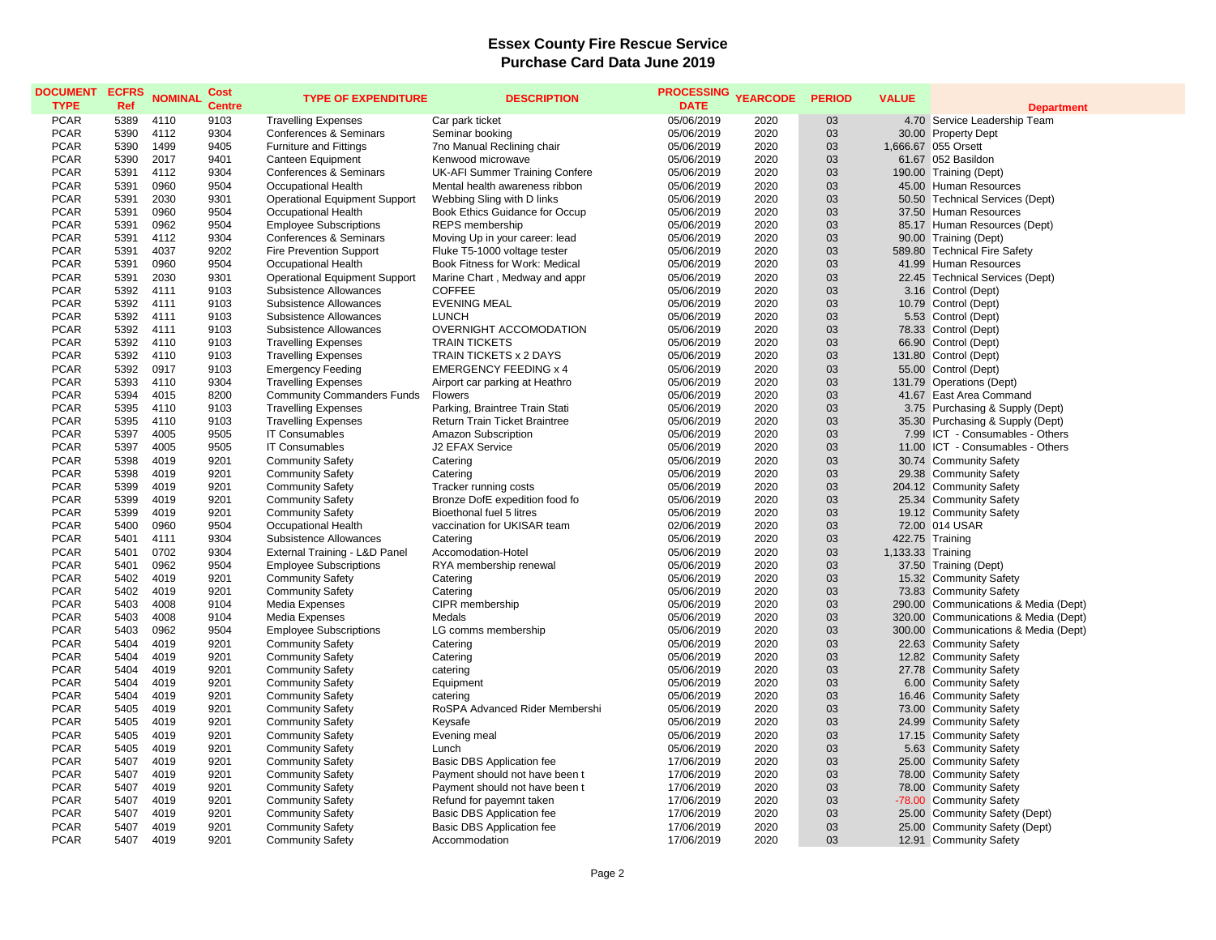# Essex County Fire Rescue Service
## Purchase Card Data June 2019

| DOCUMENT TYPE | ECFRS Ref | NOMINAL | Cost Centre | TYPE OF EXPENDITURE | DESCRIPTION | PROCESSING DATE | YEARCODE | PERIOD | VALUE | Department |
|---|---|---|---|---|---|---|---|---|---|---|
| PCAR | 5389 | 4110 | 9103 | Travelling Expenses | Car park ticket | 05/06/2019 | 2020 | 03 | 4.70 | Service Leadership Team |
| PCAR | 5390 | 4112 | 9304 | Conferences & Seminars | Seminar booking | 05/06/2019 | 2020 | 03 | 30.00 | Property Dept |
| PCAR | 5390 | 1499 | 9405 | Furniture and Fittings | 7no Manual Reclining chair | 05/06/2019 | 2020 | 03 | 1,666.67 | 055 Orsett |
| PCAR | 5390 | 2017 | 9401 | Canteen Equipment | Kenwood microwave | 05/06/2019 | 2020 | 03 | 61.67 | 052 Basildon |
| PCAR | 5391 | 4112 | 9304 | Conferences & Seminars | UK-AFI Summer Training Confere | 05/06/2019 | 2020 | 03 | 190.00 | Training (Dept) |
| PCAR | 5391 | 0960 | 9504 | Occupational Health | Mental health awareness ribbon | 05/06/2019 | 2020 | 03 | 45.00 | Human Resources |
| PCAR | 5391 | 2030 | 9301 | Operational Equipment Support | Webbing Sling with D links | 05/06/2019 | 2020 | 03 | 50.50 | Technical Services (Dept) |
| PCAR | 5391 | 0960 | 9504 | Occupational Health | Book Ethics Guidance for Occup | 05/06/2019 | 2020 | 03 | 37.50 | Human Resources |
| PCAR | 5391 | 0962 | 9504 | Employee Subscriptions | REPS membership | 05/06/2019 | 2020 | 03 | 85.17 | Human Resources (Dept) |
| PCAR | 5391 | 4112 | 9304 | Conferences & Seminars | Moving Up in your career: lead | 05/06/2019 | 2020 | 03 | 90.00 | Training (Dept) |
| PCAR | 5391 | 4037 | 9202 | Fire Prevention Support | Fluke T5-1000 voltage tester | 05/06/2019 | 2020 | 03 | 589.80 | Technical Fire Safety |
| PCAR | 5391 | 0960 | 9504 | Occupational Health | Book Fitness for Work: Medical | 05/06/2019 | 2020 | 03 | 41.99 | Human Resources |
| PCAR | 5391 | 2030 | 9301 | Operational Equipment Support | Marine Chart , Medway and appr | 05/06/2019 | 2020 | 03 | 22.45 | Technical Services (Dept) |
| PCAR | 5392 | 4111 | 9103 | Subsistence Allowances | COFFEE | 05/06/2019 | 2020 | 03 | 3.16 | Control (Dept) |
| PCAR | 5392 | 4111 | 9103 | Subsistence Allowances | EVENING MEAL | 05/06/2019 | 2020 | 03 | 10.79 | Control (Dept) |
| PCAR | 5392 | 4111 | 9103 | Subsistence Allowances | LUNCH | 05/06/2019 | 2020 | 03 | 5.53 | Control (Dept) |
| PCAR | 5392 | 4111 | 9103 | Subsistence Allowances | OVERNIGHT ACCOMODATION | 05/06/2019 | 2020 | 03 | 78.33 | Control (Dept) |
| PCAR | 5392 | 4110 | 9103 | Travelling Expenses | TRAIN TICKETS | 05/06/2019 | 2020 | 03 | 66.90 | Control (Dept) |
| PCAR | 5392 | 4110 | 9103 | Travelling Expenses | TRAIN TICKETS x 2 DAYS | 05/06/2019 | 2020 | 03 | 131.80 | Control (Dept) |
| PCAR | 5392 | 0917 | 9103 | Emergency Feeding | EMERGENCY FEEDING x 4 | 05/06/2019 | 2020 | 03 | 55.00 | Control (Dept) |
| PCAR | 5393 | 4110 | 9304 | Travelling Expenses | Airport car parking at Heathro | 05/06/2019 | 2020 | 03 | 131.79 | Operations (Dept) |
| PCAR | 5394 | 4015 | 8200 | Community Commanders Funds | Flowers | 05/06/2019 | 2020 | 03 | 41.67 | East Area Command |
| PCAR | 5395 | 4110 | 9103 | Travelling Expenses | Parking, Braintree Train Stati | 05/06/2019 | 2020 | 03 | 3.75 | Purchasing & Supply (Dept) |
| PCAR | 5395 | 4110 | 9103 | Travelling Expenses | Return Train Ticket Braintree | 05/06/2019 | 2020 | 03 | 35.30 | Purchasing & Supply (Dept) |
| PCAR | 5397 | 4005 | 9505 | IT Consumables | Amazon Subscription | 05/06/2019 | 2020 | 03 | 7.99 | ICT - Consumables - Others |
| PCAR | 5397 | 4005 | 9505 | IT Consumables | J2 EFAX Service | 05/06/2019 | 2020 | 03 | 11.00 | ICT - Consumables - Others |
| PCAR | 5398 | 4019 | 9201 | Community Safety | Catering | 05/06/2019 | 2020 | 03 | 30.74 | Community Safety |
| PCAR | 5398 | 4019 | 9201 | Community Safety | Catering | 05/06/2019 | 2020 | 03 | 29.38 | Community Safety |
| PCAR | 5399 | 4019 | 9201 | Community Safety | Tracker running costs | 05/06/2019 | 2020 | 03 | 204.12 | Community Safety |
| PCAR | 5399 | 4019 | 9201 | Community Safety | Bronze DofE expedition food fo | 05/06/2019 | 2020 | 03 | 25.34 | Community Safety |
| PCAR | 5399 | 4019 | 9201 | Community Safety | Bioethonal fuel 5 litres | 05/06/2019 | 2020 | 03 | 19.12 | Community Safety |
| PCAR | 5400 | 0960 | 9504 | Occupational Health | vaccination for UKISAR team | 02/06/2019 | 2020 | 03 | 72.00 | 014 USAR |
| PCAR | 5401 | 4111 | 9304 | Subsistence Allowances | Catering | 05/06/2019 | 2020 | 03 | 422.75 | Training |
| PCAR | 5401 | 0702 | 9304 | External Training - L&D Panel | Accomodation-Hotel | 05/06/2019 | 2020 | 03 | 1,133.33 | Training |
| PCAR | 5401 | 0962 | 9504 | Employee Subscriptions | RYA membership renewal | 05/06/2019 | 2020 | 03 | 37.50 | Training (Dept) |
| PCAR | 5402 | 4019 | 9201 | Community Safety | Catering | 05/06/2019 | 2020 | 03 | 15.32 | Community Safety |
| PCAR | 5402 | 4019 | 9201 | Community Safety | Catering | 05/06/2019 | 2020 | 03 | 73.83 | Community Safety |
| PCAR | 5403 | 4008 | 9104 | Media Expenses | CIPR membership | 05/06/2019 | 2020 | 03 | 290.00 | Communications & Media (Dept) |
| PCAR | 5403 | 4008 | 9104 | Media Expenses | Medals | 05/06/2019 | 2020 | 03 | 320.00 | Communications & Media (Dept) |
| PCAR | 5403 | 0962 | 9504 | Employee Subscriptions | LG comms membership | 05/06/2019 | 2020 | 03 | 300.00 | Communications & Media (Dept) |
| PCAR | 5404 | 4019 | 9201 | Community Safety | Catering | 05/06/2019 | 2020 | 03 | 22.63 | Community Safety |
| PCAR | 5404 | 4019 | 9201 | Community Safety | Catering | 05/06/2019 | 2020 | 03 | 12.82 | Community Safety |
| PCAR | 5404 | 4019 | 9201 | Community Safety | catering | 05/06/2019 | 2020 | 03 | 27.78 | Community Safety |
| PCAR | 5404 | 4019 | 9201 | Community Safety | Equipment | 05/06/2019 | 2020 | 03 | 6.00 | Community Safety |
| PCAR | 5404 | 4019 | 9201 | Community Safety | catering | 05/06/2019 | 2020 | 03 | 16.46 | Community Safety |
| PCAR | 5405 | 4019 | 9201 | Community Safety | RoSPA Advanced Rider Membershi | 05/06/2019 | 2020 | 03 | 73.00 | Community Safety |
| PCAR | 5405 | 4019 | 9201 | Community Safety | Keysafe | 05/06/2019 | 2020 | 03 | 24.99 | Community Safety |
| PCAR | 5405 | 4019 | 9201 | Community Safety | Evening meal | 05/06/2019 | 2020 | 03 | 17.15 | Community Safety |
| PCAR | 5405 | 4019 | 9201 | Community Safety | Lunch | 05/06/2019 | 2020 | 03 | 5.63 | Community Safety |
| PCAR | 5407 | 4019 | 9201 | Community Safety | Basic DBS Application fee | 17/06/2019 | 2020 | 03 | 25.00 | Community Safety |
| PCAR | 5407 | 4019 | 9201 | Community Safety | Payment should not have been t | 17/06/2019 | 2020 | 03 | 78.00 | Community Safety |
| PCAR | 5407 | 4019 | 9201 | Community Safety | Payment should not have been t | 17/06/2019 | 2020 | 03 | 78.00 | Community Safety |
| PCAR | 5407 | 4019 | 9201 | Community Safety | Refund for payemnt taken | 17/06/2019 | 2020 | 03 | -78.00 | Community Safety |
| PCAR | 5407 | 4019 | 9201 | Community Safety | Basic DBS Application fee | 17/06/2019 | 2020 | 03 | 25.00 | Community Safety (Dept) |
| PCAR | 5407 | 4019 | 9201 | Community Safety | Basic DBS Application fee | 17/06/2019 | 2020 | 03 | 25.00 | Community Safety (Dept) |
| PCAR | 5407 | 4019 | 9201 | Community Safety | Accommodation | 17/06/2019 | 2020 | 03 | 12.91 | Community Safety |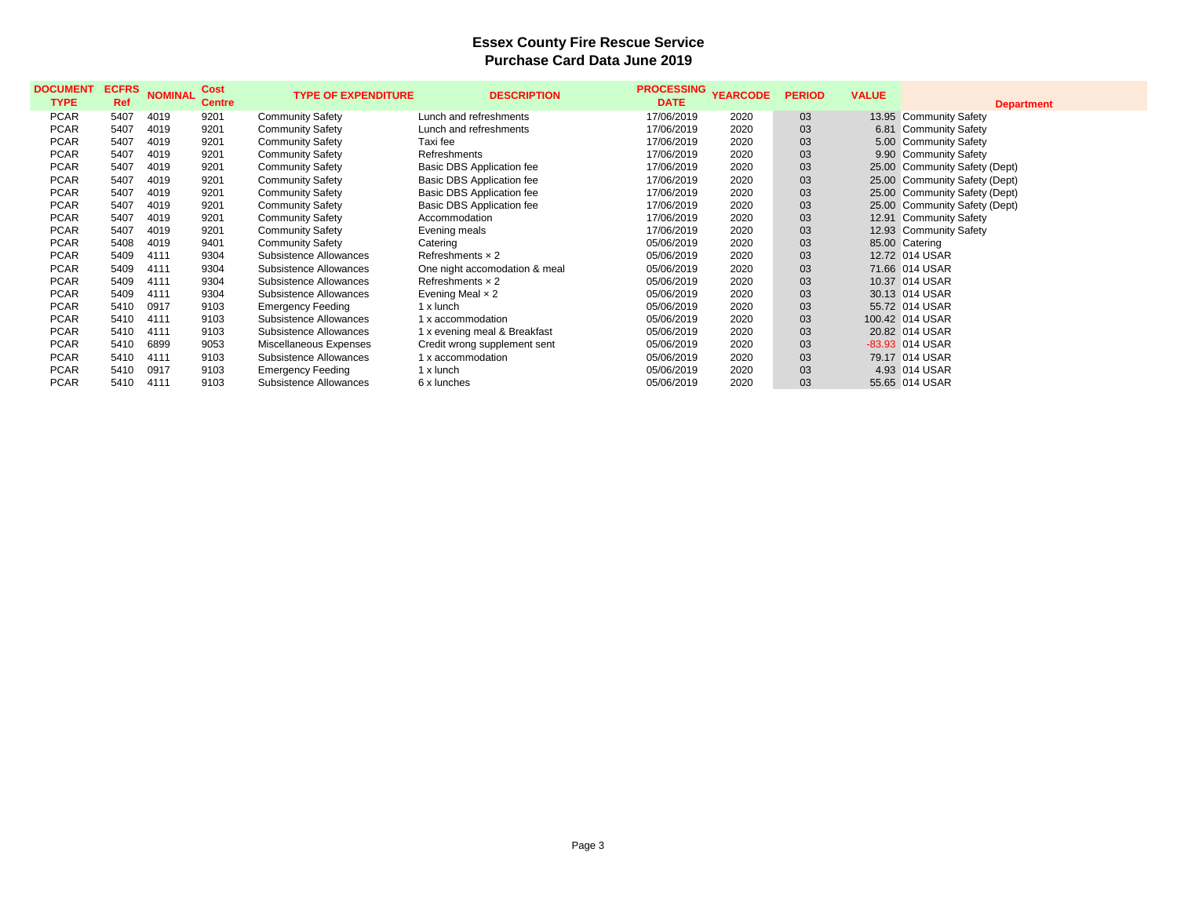# Essex County Fire Rescue Service
## Purchase Card Data June 2019

| DOCUMENT TYPE | ECFRS Ref | NOMINAL | Cost Centre | TYPE OF EXPENDITURE | DESCRIPTION | PROCESSING DATE | YEARCODE | PERIOD | VALUE | Department |
|---|---|---|---|---|---|---|---|---|---|---|
| PCAR | 5407 | 4019 | 9201 | Community Safety | Lunch and refreshments | 17/06/2019 | 2020 | 03 | 13.95 | Community Safety |
| PCAR | 5407 | 4019 | 9201 | Community Safety | Lunch and refreshments | 17/06/2019 | 2020 | 03 | 6.81 | Community Safety |
| PCAR | 5407 | 4019 | 9201 | Community Safety | Taxi fee | 17/06/2019 | 2020 | 03 | 5.00 | Community Safety |
| PCAR | 5407 | 4019 | 9201 | Community Safety | Refreshments | 17/06/2019 | 2020 | 03 | 9.90 | Community Safety |
| PCAR | 5407 | 4019 | 9201 | Community Safety | Basic DBS Application fee | 17/06/2019 | 2020 | 03 | 25.00 | Community Safety (Dept) |
| PCAR | 5407 | 4019 | 9201 | Community Safety | Basic DBS Application fee | 17/06/2019 | 2020 | 03 | 25.00 | Community Safety (Dept) |
| PCAR | 5407 | 4019 | 9201 | Community Safety | Basic DBS Application fee | 17/06/2019 | 2020 | 03 | 25.00 | Community Safety (Dept) |
| PCAR | 5407 | 4019 | 9201 | Community Safety | Basic DBS Application fee | 17/06/2019 | 2020 | 03 | 25.00 | Community Safety (Dept) |
| PCAR | 5407 | 4019 | 9201 | Community Safety | Accommodation | 17/06/2019 | 2020 | 03 | 12.91 | Community Safety |
| PCAR | 5407 | 4019 | 9201 | Community Safety | Evening meals | 17/06/2019 | 2020 | 03 | 12.93 | Community Safety |
| PCAR | 5408 | 4019 | 9401 | Community Safety | Catering | 05/06/2019 | 2020 | 03 | 85.00 | Catering |
| PCAR | 5409 | 4111 | 9304 | Subsistence Allowances | Refreshments × 2 | 05/06/2019 | 2020 | 03 | 12.72 | 014 USAR |
| PCAR | 5409 | 4111 | 9304 | Subsistence Allowances | One night accomodation & meal | 05/06/2019 | 2020 | 03 | 71.66 | 014 USAR |
| PCAR | 5409 | 4111 | 9304 | Subsistence Allowances | Refreshments × 2 | 05/06/2019 | 2020 | 03 | 10.37 | 014 USAR |
| PCAR | 5409 | 4111 | 9304 | Subsistence Allowances | Evening Meal × 2 | 05/06/2019 | 2020 | 03 | 30.13 | 014 USAR |
| PCAR | 5410 | 0917 | 9103 | Emergency Feeding | 1 x lunch | 05/06/2019 | 2020 | 03 | 55.72 | 014 USAR |
| PCAR | 5410 | 4111 | 9103 | Subsistence Allowances | 1 x accommodation | 05/06/2019 | 2020 | 03 | 100.42 | 014 USAR |
| PCAR | 5410 | 4111 | 9103 | Subsistence Allowances | 1 x evening meal & Breakfast | 05/06/2019 | 2020 | 03 | 20.82 | 014 USAR |
| PCAR | 5410 | 6899 | 9053 | Miscellaneous Expenses | Credit wrong supplement sent | 05/06/2019 | 2020 | 03 | -83.93 | 014 USAR |
| PCAR | 5410 | 4111 | 9103 | Subsistence Allowances | 1 x accommodation | 05/06/2019 | 2020 | 03 | 79.17 | 014 USAR |
| PCAR | 5410 | 0917 | 9103 | Emergency Feeding | 1 x lunch | 05/06/2019 | 2020 | 03 | 4.93 | 014 USAR |
| PCAR | 5410 | 4111 | 9103 | Subsistence Allowances | 6 x lunches | 05/06/2019 | 2020 | 03 | 55.65 | 014 USAR |